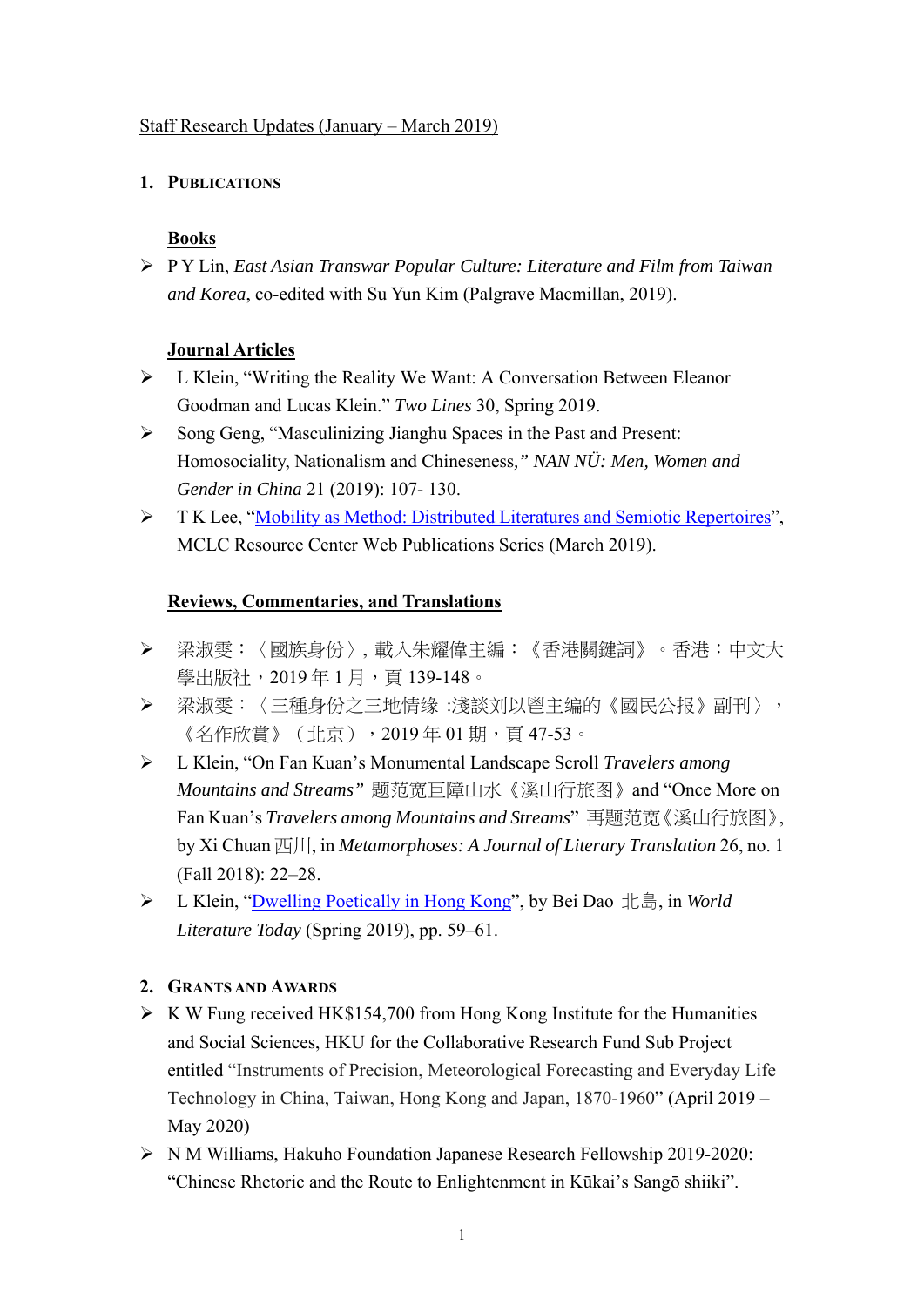Staff Research Updates (January – March 2019)

## 1. Publications

### Books

- P Y Lin, *East Asian Transwar Popular Culture: Literature and Film from Taiwan and Korea*, co-edited with Su Yun Kim (Palgrave Macmillan, 2019).

### Journal Articles

- L Klein, "Writing the Reality We Want: A Conversation Between Eleanor Goodman and Lucas Klein." *Two Lines* 30, Spring 2019.
- Song Geng, "Masculinizing Jianghu Spaces in the Past and Present: Homosociality, Nationalism and Chineseness," *NAN NÜ: Men, Women and Gender in China* 21 (2019): 107- 130.
- T K Lee, "Mobility as Method: Distributed Literatures and Semiotic Repertoires", MCLC Resource Center Web Publications Series (March 2019).

### Reviews, Commentaries, and Translations

- 梁淑雯：〈國族身份〉, 載入朱耀偉主編：《香港關鍵詞》。香港：中文大學出版社，2019 年 1 月，頁 139-148。
- 梁淑雯：〈三種身份之三地情缘 :淺談刘以鬯主编的《國民公报》副刊〉，《名作欣賞》（北京），2019 年 01 期，頁 47-53。
- L Klein, "On Fan Kuan's Monumental Landscape Scroll *Travelers among Mountains and Streams*" 题范宽巨障山水《溪山行旅图》and "Once More on Fan Kuan's *Travelers among Mountains and Streams*" 再题范宽《溪山行旅图》, by Xi Chuan 西川, in *Metamorphoses: A Journal of Literary Translation* 26, no. 1 (Fall 2018): 22–28.
- L Klein, "Dwelling Poetically in Hong Kong", by Bei Dao 北島, in *World Literature Today* (Spring 2019), pp. 59–61.

## 2. Grants and Awards

- K W Fung received HK$154,700 from Hong Kong Institute for the Humanities and Social Sciences, HKU for the Collaborative Research Fund Sub Project entitled "Instruments of Precision, Meteorological Forecasting and Everyday Life Technology in China, Taiwan, Hong Kong and Japan, 1870-1960" (April 2019 – May 2020)
- N M Williams, Hakuho Foundation Japanese Research Fellowship 2019-2020: "Chinese Rhetoric and the Route to Enlightenment in Kūkai's Sangō shiki".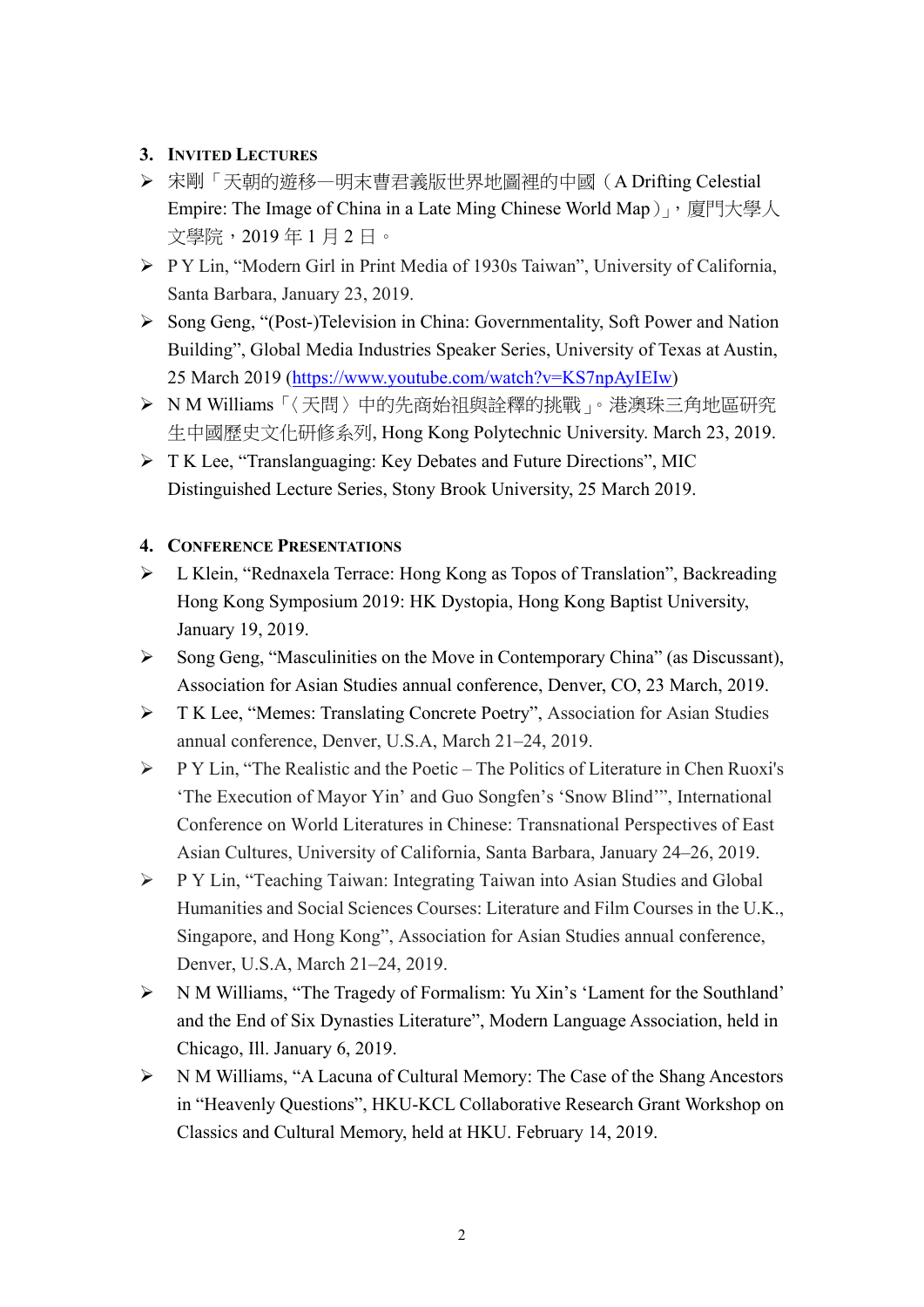## 3. Invited Lectures

- 宋剛「天朝的遊移—明末曹君義版世界地圖裡的中國（A Drifting Celestial Empire: The Image of China in a Late Ming Chinese World Map）」，廈門大學人文學院，2019 年 1 月 2 日。
- P Y Lin, "Modern Girl in Print Media of 1930s Taiwan", University of California, Santa Barbara, January 23, 2019.
- Song Geng, "(Post-)Television in China: Governmentality, Soft Power and Nation Building", Global Media Industries Speaker Series, University of Texas at Austin, 25 March 2019 (https://www.youtube.com/watch?v=KS7npAyIEIw)
- N M Williams「〈天問〉中的先商始祖與詮釋的挑戰」。港澳珠三角地區研究生中國歷史文化研修系列, Hong Kong Polytechnic University. March 23, 2019.
- T K Lee, "Translanguaging: Key Debates and Future Directions", MIC Distinguished Lecture Series, Stony Brook University, 25 March 2019.

## 4. Conference Presentations

- L Klein, "Rednaxela Terrace: Hong Kong as Topos of Translation", Backreading Hong Kong Symposium 2019: HK Dystopia, Hong Kong Baptist University, January 19, 2019.
- Song Geng, "Masculinities on the Move in Contemporary China" (as Discussant), Association for Asian Studies annual conference, Denver, CO, 23 March, 2019.
- T K Lee, "Memes: Translating Concrete Poetry", Association for Asian Studies annual conference, Denver, U.S.A, March 21–24, 2019.
- P Y Lin, "The Realistic and the Poetic – The Politics of Literature in Chen Ruoxi's 'The Execution of Mayor Yin' and Guo Songfen's 'Snow Blind'", International Conference on World Literatures in Chinese: Transnational Perspectives of East Asian Cultures, University of California, Santa Barbara, January 24–26, 2019.
- P Y Lin, "Teaching Taiwan: Integrating Taiwan into Asian Studies and Global Humanities and Social Sciences Courses: Literature and Film Courses in the U.K., Singapore, and Hong Kong", Association for Asian Studies annual conference, Denver, U.S.A, March 21–24, 2019.
- N M Williams, "The Tragedy of Formalism: Yu Xin's 'Lament for the Southland' and the End of Six Dynasties Literature", Modern Language Association, held in Chicago, Ill. January 6, 2019.
- N M Williams, "A Lacuna of Cultural Memory: The Case of the Shang Ancestors in "Heavenly Questions", HKU-KCL Collaborative Research Grant Workshop on Classics and Cultural Memory, held at HKU. February 14, 2019.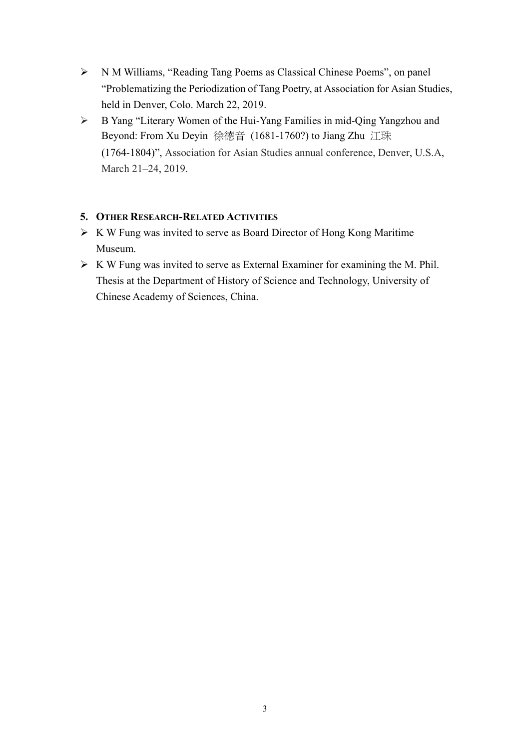- N M Williams, "Reading Tang Poems as Classical Chinese Poems", on panel "Problematizing the Periodization of Tang Poetry, at Association for Asian Studies, held in Denver, Colo. March 22, 2019.
- B Yang "Literary Women of the Hui-Yang Families in mid-Qing Yangzhou and Beyond: From Xu Deyin 徐德音 (1681-1760?) to Jiang Zhu 江珠 (1764-1804)", Association for Asian Studies annual conference, Denver, U.S.A, March 21–24, 2019.

## 5. Other Research-Related Activities

- K W Fung was invited to serve as Board Director of Hong Kong Maritime Museum.
- K W Fung was invited to serve as External Examiner for examining the M. Phil. Thesis at the Department of History of Science and Technology, University of Chinese Academy of Sciences, China.